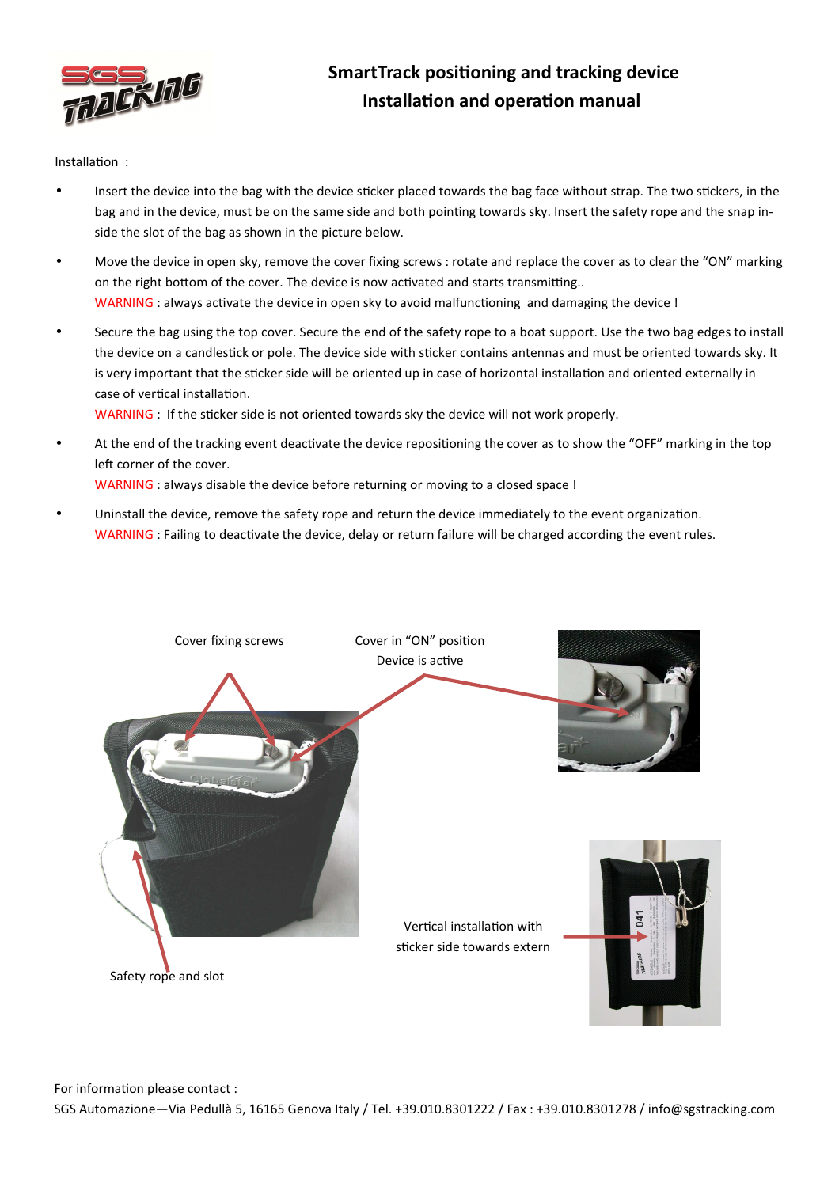# SmartTrack positioning and tracking device
# Installation and operation manual

Installation :

- Insert the device into the bag with the device sticker placed towards the bag face without strap. The two stickers, in the bag and in the device, must be on the same side and both pointing towards sky. Insert the safety rope and the snap inside the slot of the bag as shown in the picture below.
- Move the device in open sky, remove the cover fixing screws : rotate and replace the cover as to clear the "ON" marking on the right bottom of the cover. The device is now activated and starts transmitting..
  WARNING : always activate the device in open sky to avoid malfunctioning and damaging the device !
- Secure the bag using the top cover. Secure the end of the safety rope to a boat support. Use the two bag edges to install the device on a candlestick or pole. The device side with sticker contains antennas and must be oriented towards sky. It is very important that the sticker side will be oriented up in case of horizontal installation and oriented externally in case of vertical installation.
  WARNING : If the sticker side is not oriented towards sky the device will not work properly.
- At the end of the tracking event deactivate the device repositioning the cover as to show the "OFF" marking in the top left corner of the cover.
  WARNING : always disable the device before returning or moving to a closed space !
- Uninstall the device, remove the safety rope and return the device immediately to the event organization.
  WARNING : Failing to deactivate the device, delay or return failure will be charged according the event rules.

Cover fixing screws

Cover in "ON" position
Device is active

Safety rope and slot

Vertical installation with sticker side towards extern

For information please contact :
SGS Automazione—Via Pedullà 5, 16165 Genova Italy / Tel. +39.010.8301222 / Fax : +39.010.8301278 / info@sgstracking.com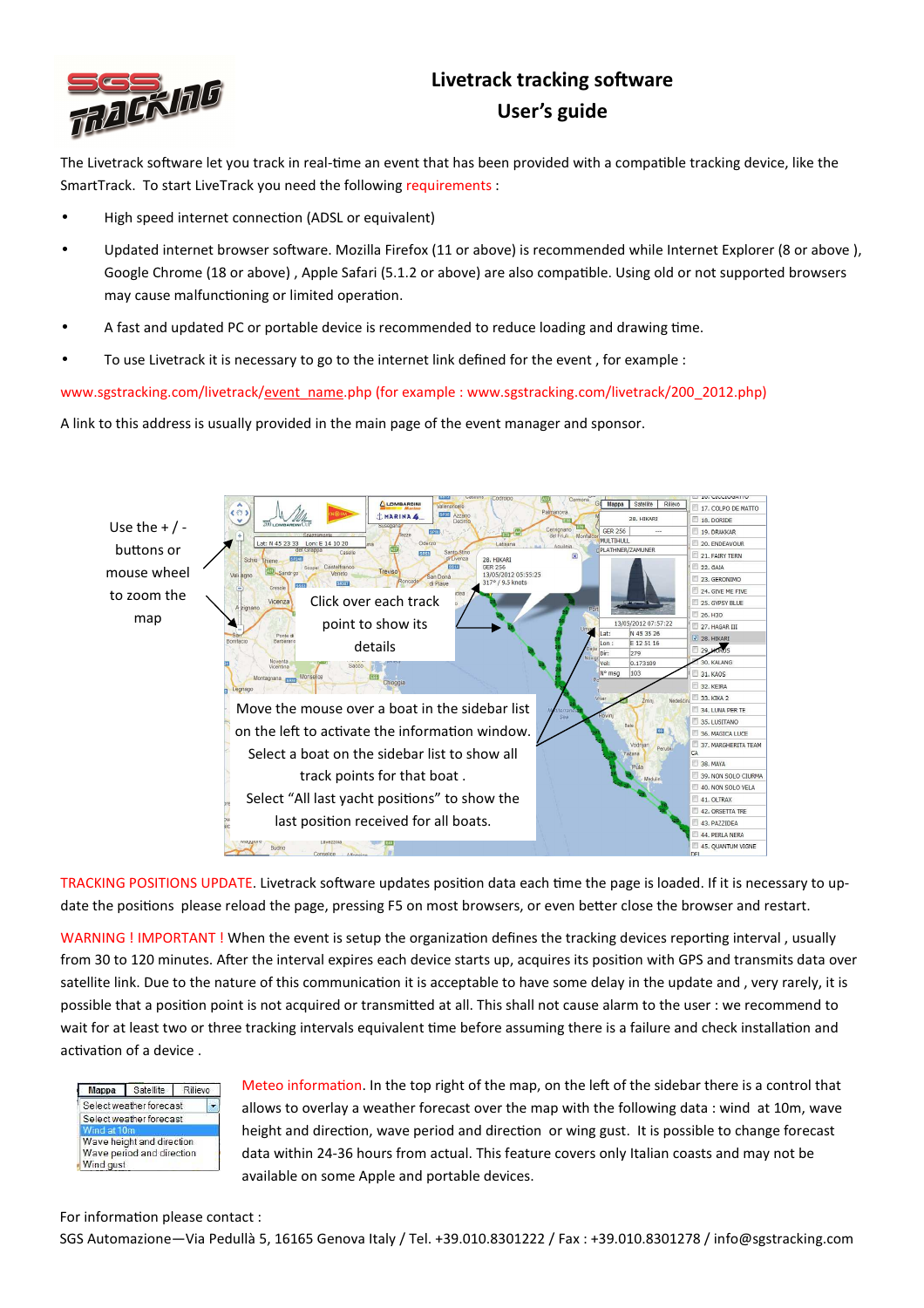# Livetrack tracking software
## User's guide

The Livetrack software let you track in real-time an event that has been provided with a compatible tracking device, like the SmartTrack. To start LiveTrack you need the following requirements :

- High speed internet connection (ADSL or equivalent)
- Updated internet browser software. Mozilla Firefox (11 or above) is recommended while Internet Explorer (8 or above ), Google Chrome (18 or above) , Apple Safari (5.1.2 or above) are also compatible. Using old or not supported browsers may cause malfunctioning or limited operation.
- A fast and updated PC or portable device is recommended to reduce loading and drawing time.
- To use Livetrack it is necessary to go to the internet link defined for the event , for example :

www.sgstracking.com/livetrack/event_name.php (for example : www.sgstracking.com/livetrack/200_2012.php)

A link to this address is usually provided in the main page of the event manager and sponsor.

Use the + / - buttons or mouse wheel to zoom the map

Click over each track point to show its details

Move the mouse over a boat in the sidebar list on the left to activate the information window. Select a boat on the sidebar list to show all track points for that boat . Select "All last yacht positions" to show the last position received for all boats.

TRACKING POSITIONS UPDATE. Livetrack software updates position data each time the page is loaded. If it is necessary to update the positions please reload the page, pressing F5 on most browsers, or even better close the browser and restart.

WARNING ! IMPORTANT ! When the event is setup the organization defines the tracking devices reporting interval , usually from 30 to 120 minutes. After the interval expires each device starts up, acquires its position with GPS and transmits data over satellite link. Due to the nature of this communication it is acceptable to have some delay in the update and , very rarely, it is possible that a position point is not acquired or transmitted at all. This shall not cause alarm to the user : we recommend to wait for at least two or three tracking intervals equivalent time before assuming there is a failure and check installation and activation of a device .

Meteo information. In the top right of the map, on the left of the sidebar there is a control that allows to overlay a weather forecast over the map with the following data : wind at 10m, wave height and direction, wave period and direction or wing gust. It is possible to change forecast data within 24-36 hours from actual. This feature covers only Italian coasts and may not be available on some Apple and portable devices.

For information please contact :
SGS Automazione—Via Pedullà 5, 16165 Genova Italy / Tel. +39.010.8301222 / Fax : +39.010.8301278 / info@sgstracking.com